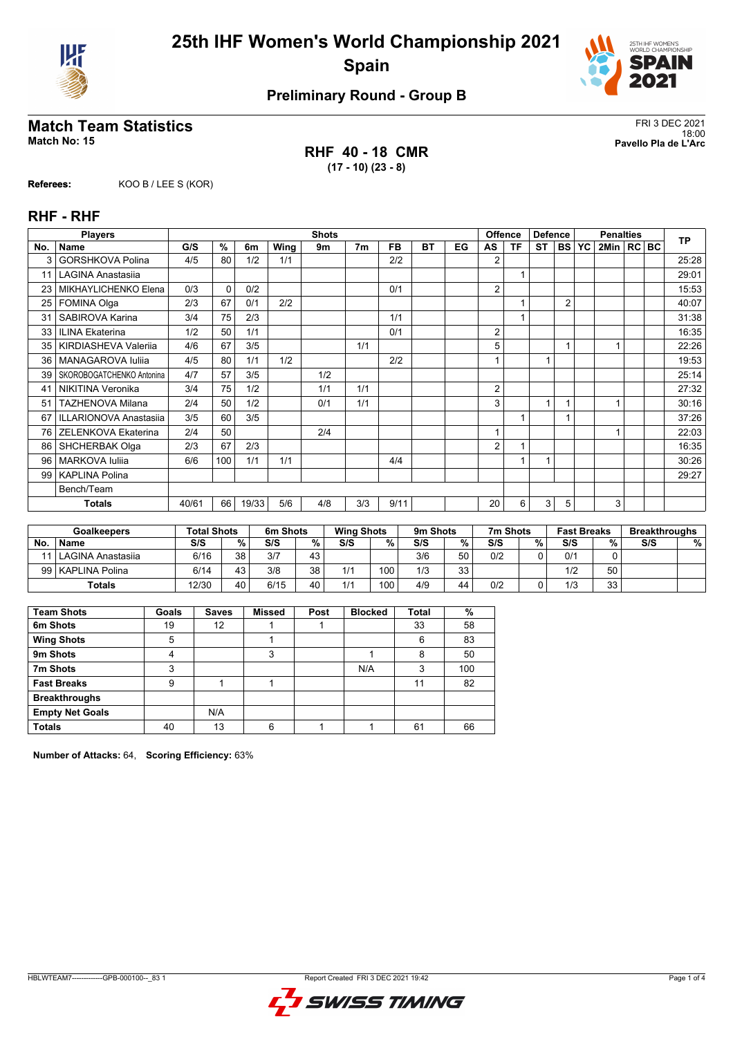# 25th IHF Women's World Championship 2021

## Spain

### Preliminary Round - Group B

## Match Team Statistics

**Match No: 15**

FRI 3 DEC 2021
18:00
**Pavello Pla de L'Arc**

**RHF 40 - 18 CMR**
**(17 - 10) (23 - 8)**

**Referees:** KOO B / LEE S (KOR)

## RHF - RHF

| No. | Name | G/S | % | 6m | Wing | 9m | 7m | FB | BT | EG | AS | TF | ST | BS | YC | 2Min | RC | BC | TP |
|---|---|---|---|---|---|---|---|---|---|---|---|---|---|---|---|---|---|---|---|
| 3 | GORSHKOVA Polina | 4/5 | 80 | 1/2 | 1/1 | | | 2/2 | | | 2 | | | | | | | | 25:28 |
| 11 | LAGINA Anastasiia | | | | | | | | | | | 1 | | | | | | | 29:01 |
| 23 | MIKHAYLICHENKO Elena | 0/3 | 0 | 0/2 | | | | 0/1 | | | 2 | | | | | | | | 15:53 |
| 25 | FOMINA Olga | 2/3 | 67 | 0/1 | 2/2 | | | | | | | 1 | | 2 | | | | | 40:07 |
| 31 | SABIROVA Karina | 3/4 | 75 | 2/3 | | | | 1/1 | | | | 1 | | | | | | | 31:38 |
| 33 | ILINA Ekaterina | 1/2 | 50 | 1/1 | | | | 0/1 | | | 2 | | | | | | | | 16:35 |
| 35 | KIRDIASHEVA Valeriia | 4/6 | 67 | 3/5 | | | 1/1 | | | | 5 | | | 1 | | 1 | | | 22:26 |
| 36 | MANAGAROVA Iuliia | 4/5 | 80 | 1/1 | 1/2 | | | 2/2 | | | 1 | | 1 | | | | | | 19:53 |
| 39 | SKOROBOGATCHENKO Antonina | 4/7 | 57 | 3/5 | | 1/2 | | | | | | | | | | | | | 25:14 |
| 41 | NIKITINA Veronika | 3/4 | 75 | 1/2 | | 1/1 | 1/1 | | | | 2 | | | | | | | | 27:32 |
| 51 | TAZHENOVA Milana | 2/4 | 50 | 1/2 | | 0/1 | 1/1 | | | | 3 | | 1 | 1 | | 1 | | | 30:16 |
| 67 | ILLARIONOVA Anastasiia | 3/5 | 60 | 3/5 | | | | | | | | 1 | | 1 | | | | | 37:26 |
| 76 | ZELENKOVA Ekaterina | 2/4 | 50 | | | 2/4 | | | | | 1 | | | | | 1 | | | 22:03 |
| 86 | SHCHERBAK Olga | 2/3 | 67 | 2/3 | | | | | | | 2 | 1 | | | | | | | 16:35 |
| 96 | MARKOVA Iuliia | 6/6 | 100 | 1/1 | 1/1 | | | 4/4 | | | | 1 | 1 | | | | | | 30:26 |
| 99 | KAPLINA Polina | | | | | | | | | | | | | | | | | | 29:27 |
| | Bench/Team | | | | | | | | | | | | | | | | | | |
| | **Totals** | 40/61 | 66 | 19/33 | 5/6 | 4/8 | 3/3 | 9/11 | | | 20 | 6 | 3 | 5 | | 3 | | | |

| No. | Goalkeepers | Total Shots S/S | % | 6m Shots S/S | % | Wing Shots S/S | % | 9m Shots S/S | % | 7m Shots S/S | % | Fast Breaks S/S | % | Breakthroughs S/S | % |
|---|---|---|---|---|---|---|---|---|---|---|---|---|---|---|---|
| 11 | LAGINA Anastasiia | 6/16 | 38 | 3/7 | 43 | | | 3/6 | 50 | 0/2 | 0 | 0/1 | 0 | | |
| 99 | KAPLINA Polina | 6/14 | 43 | 3/8 | 38 | 1/1 | 100 | 1/3 | 33 | | | 1/2 | 50 | | |
| | **Totals** | 12/30 | 40 | 6/15 | 40 | 1/1 | 100 | 4/9 | 44 | 0/2 | 0 | 1/3 | 33 | | |

| Team Shots | Goals | Saves | Missed | Post | Blocked | Total | % |
|---|---|---|---|---|---|---|---|
| 6m Shots | 19 | 12 | 1 | 1 | | 33 | 58 |
| Wing Shots | 5 | | 1 | | | 6 | 83 |
| 9m Shots | 4 | | 3 | | 1 | 8 | 50 |
| 7m Shots | 3 | | | | N/A | 3 | 100 |
| Fast Breaks | 9 | 1 | 1 | | | 11 | 82 |
| Breakthroughs | | | | | | | |
| Empty Net Goals | | N/A | | | | | |
| **Totals** | 40 | 13 | 6 | 1 | 1 | 61 | 66 |

**Number of Attacks:** 64, **Scoring Efficiency:** 63%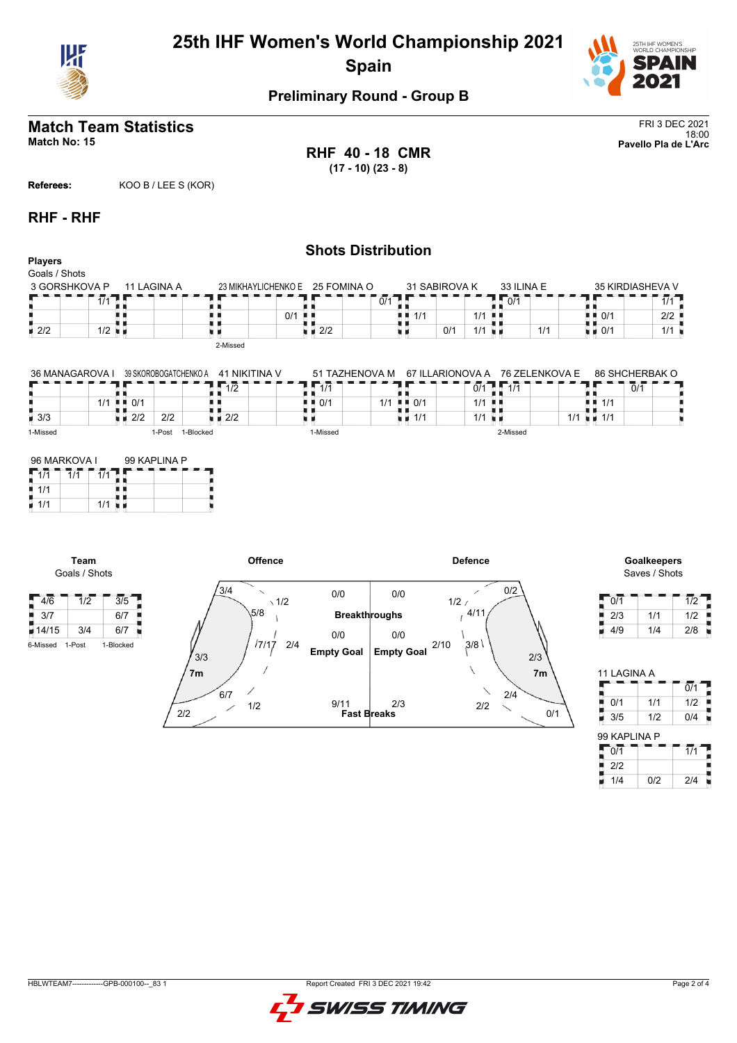# 25th IHF Women's World Championship 2021

## Spain

### Preliminary Round - Group B

## Match Team Statistics

**Match No: 15**

FRI 3 DEC 2021
18:00
**Pavello Pla de L'Arc**

**RHF 40 - 18 CMR**
**(17 - 10) (23 - 8)**

**Referees:** KOO B / LEE S (KOR)

## RHF - RHF

### Shots Distribution

**Players**
Goals / Shots

**3 GORSHKOVA P**

| | | |
|---|---|---|
| | | 1/1 |
| | | |
| 2/2 | | 1/2 |

**11 LAGINA A**

| | | |
|---|---|---|
| | | |
| | | |
| | | |

**23 MIKHAYLICHENKO E**

| | | |
|---|---|---|
| | | |
| | | 0/1 |
| | | |

2-Missed

**25 FOMINA O**

| | | |
|---|---|---|
| | | 0/1 |
| | | |
| 2/2 | | |

**31 SABIROVA K**

| | | |
|---|---|---|
| | | |
| 1/1 | | 1/1 |
| | 0/1 | 1/1 |

**33 ILINA E**

| | | |
|---|---|---|
| 0/1 | | |
| | | |
| | | 1/1 |

**35 KIRDIASHEVA V**

| | | |
|---|---|---|
| | | 1/1 |
| 0/1 | | 2/2 |
| 0/1 | | 1/1 |

**36 MANAGAROVA I**

| | | |
|---|---|---|
| | | |
| | | 1/1 |
| 3/3 | | |

1-Missed

**39 SKOROBOGATCHENKO A**

| | | |
|---|---|---|
| | | |
| 0/1 | | |
| 2/2 | 2/2 | |

1-Post 1-Blocked

**41 NIKITINA V**

| | | |
|---|---|---|
| 1/2 | | |
| | | |
| 2/2 | | |

**51 TAZHENOVA M**

| | | |
|---|---|---|
| 1/1 | | |
| 0/1 | | 1/1 |
| | | |

1-Missed

**67 ILLARIONOVA A**

| | | |
|---|---|---|
| | | 0/1 |
| 0/1 | | 1/1 |
| 1/1 | | 1/1 |

**76 ZELENKOVA E**

| | | |
|---|---|---|
| 1/1 | | |
| | | |
| | | 1/1 |

2-Missed

**86 SHCHERBAK O**

| | | |
|---|---|---|
| | 0/1 | |
| 1/1 | | |
| 1/1 | | |

**96 MARKOVA I**

| | | |
|---|---|---|
| 1/1 | 1/1 | 1/1 |
| 1/1 | | |
| 1/1 | | 1/1 |

**99 KAPLINA P**

| | | |
|---|---|---|
| | | |
| | | |
| | | |

**Team**
Goals / Shots

| | | |
|---|---|---|
| 4/6 | 1/2 | 3/5 |
| 3/7 | | 6/7 |
| 14/15 | 3/4 | 6/7 |

6-Missed 1-Post 1-Blocked

**Offence**

| Area | Goals / Shots |
|---|---|
| Left wing | 3/4 |
| Left 9m | 1/2 |
| Left 6m | 5/8 |
| Centre 9m | 2/4 |
| Centre 6m | 7/17 |
| Left 6m (low) | 3/3 |
| 7m | 6/7 |
| Right 9m | 1/2 |
| Right wing | 2/2 |
| Breakthroughs | 0/0 |
| Empty Goal | 0/0 |
| Fast Breaks | 9/11 |

**Defence**

| Area | Goals / Shots |
|---|---|
| Breakthroughs | 0/0 |
| Empty Goal | 0/0 |
| Fast Breaks | 2/3 |
| Right wing | 0/2 |
| Right 9m | 1/2 |
| Right 6m | 4/11 |
| Centre 9m | 2/10 |
| Centre 6m | 3/8 |
| Right 6m (low) | 2/3 |
| 7m | 2/4 |
| Left 9m | 2/2 |
| Left wing | 0/1 |

**Goalkeepers**
Saves / Shots

| | | |
|---|---|---|
| 0/1 | | 1/2 |
| 2/3 | 1/1 | 1/2 |
| 4/9 | 1/4 | 2/8 |

**11 LAGINA A**

| | | |
|---|---|---|
| | | 0/1 |
| 0/1 | 1/1 | 1/2 |
| 3/5 | 1/2 | 0/4 |

**99 KAPLINA P**

| | | |
|---|---|---|
| 0/1 | | 1/1 |
| 2/2 | | |
| 1/4 | 0/2 | 2/4 |

HBLWTEAM7--------------GPB-000100--_83 1 Report Created FRI 3 DEC 2021 19:42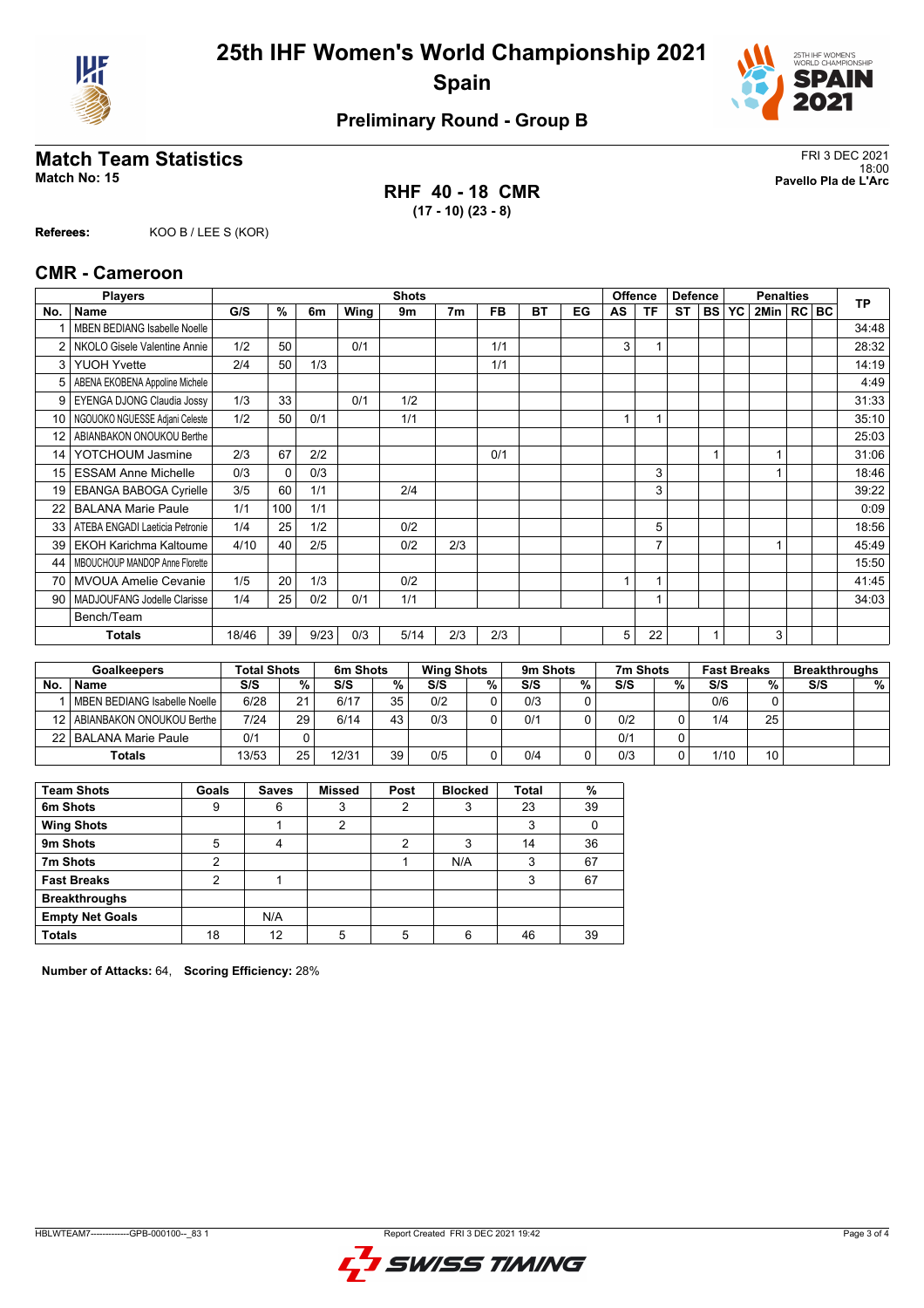# 25th IHF Women's World Championship 2021

## Spain

### Preliminary Round - Group B

## Match Team Statistics

**Match No: 15**

FRI 3 DEC 2021
18:00
**Pavello Pla de L'Arc**

**RHF 40 - 18 CMR**
**(17 - 10) (23 - 8)**

**Referees:** KOO B / LEE S (KOR)

## CMR - Cameroon

| No. | Name | G/S | % | 6m | Wing | 9m | 7m | FB | BT | EG | AS | TF | ST | BS | YC | 2Min | RC | BC | TP |
|---|---|---|---|---|---|---|---|---|---|---|---|---|---|---|---|---|---|---|---|
| 1 | MBEN BEDIANG Isabelle Noelle | | | | | | | | | | | | | | | | | | 34:48 |
| 2 | NKOLO Gisele Valentine Annie | 1/2 | 50 | | 0/1 | | | 1/1 | | | 3 | 1 | | | | | | | 28:32 |
| 3 | YUOH Yvette | 2/4 | 50 | 1/3 | | | | 1/1 | | | | | | | | | | | 14:19 |
| 5 | ABENA EKOBENA Appoline Michele | | | | | | | | | | | | | | | | | | 4:49 |
| 9 | EYENGA DJONG Claudia Jossy | 1/3 | 33 | | 0/1 | 1/2 | | | | | | | | | | | | | 31:33 |
| 10 | NGOUOKO NGUESSE Adjani Celeste | 1/2 | 50 | 0/1 | | 1/1 | | | | | 1 | 1 | | | | | | | 35:10 |
| 12 | ABIANBAKON ONOUKOU Berthe | | | | | | | | | | | | | | | | | | 25:03 |
| 14 | YOTCHOUM Jasmine | 2/3 | 67 | 2/2 | | | | 0/1 | | | | | | 1 | | 1 | | | 31:06 |
| 15 | ESSAM Anne Michelle | 0/3 | 0 | 0/3 | | | | | | | | 3 | | | | 1 | | | 18:46 |
| 19 | EBANGA BABOGA Cyrielle | 3/5 | 60 | 1/1 | | 2/4 | | | | | | 3 | | | | | | | 39:22 |
| 22 | BALANA Marie Paule | 1/1 | 100 | 1/1 | | | | | | | | | | | | | | | 0:09 |
| 33 | ATEBA ENGADI Laeticia Petronie | 1/4 | 25 | 1/2 | | 0/2 | | | | | | 5 | | | | | | | 18:56 |
| 39 | EKOH Karichma Kaltoume | 4/10 | 40 | 2/5 | | 0/2 | 2/3 | | | | | 7 | | | | 1 | | | 45:49 |
| 44 | MBOUCHOUP MANDOP Anne Florette | | | | | | | | | | | | | | | | | | 15:50 |
| 70 | MVOUA Amelie Cevanie | 1/5 | 20 | 1/3 | | 0/2 | | | | | 1 | 1 | | | | | | | 41:45 |
| 90 | MADJOUFANG Jodelle Clarisse | 1/4 | 25 | 0/2 | 0/1 | 1/1 | | | | | | 1 | | | | | | | 34:03 |
| | Bench/Team | | | | | | | | | | | | | | | | | | |
| | **Totals** | 18/46 | 39 | 9/23 | 0/3 | 5/14 | 2/3 | 2/3 | | | 5 | 22 | | 1 | | 3 | | | |

| No. | Goalkeepers | Total Shots S/S | % | 6m Shots S/S | % | Wing Shots S/S | % | 9m Shots S/S | % | 7m Shots S/S | % | Fast Breaks S/S | % | Breakthroughs S/S | % |
|---|---|---|---|---|---|---|---|---|---|---|---|---|---|---|---|
| 1 | MBEN BEDIANG Isabelle Noelle | 6/28 | 21 | 6/17 | 35 | 0/2 | 0 | 0/3 | 0 | | | 0/6 | 0 | | |
| 12 | ABIANBAKON ONOUKOU Berthe | 7/24 | 29 | 6/14 | 43 | 0/3 | 0 | 0/1 | 0 | 0/2 | 0 | 1/4 | 25 | | |
| 22 | BALANA Marie Paule | 0/1 | 0 | | | | | | | 0/1 | 0 | | | | |
| | **Totals** | 13/53 | 25 | 12/31 | 39 | 0/5 | 0 | 0/4 | 0 | 0/3 | 0 | 1/10 | 10 | | |

| Team Shots | Goals | Saves | Missed | Post | Blocked | Total | % |
|---|---|---|---|---|---|---|---|
| 6m Shots | 9 | 6 | 3 | 2 | 3 | 23 | 39 |
| Wing Shots | | 1 | 2 | | | 3 | 0 |
| 9m Shots | 5 | 4 | | 2 | 3 | 14 | 36 |
| 7m Shots | 2 | | | 1 | N/A | 3 | 67 |
| Fast Breaks | 2 | 1 | | | | 3 | 67 |
| Breakthroughs | | | | | | | |
| Empty Net Goals | | N/A | | | | | |
| **Totals** | 18 | 12 | 5 | 5 | 6 | 46 | 39 |

**Number of Attacks:** 64, **Scoring Efficiency:** 28%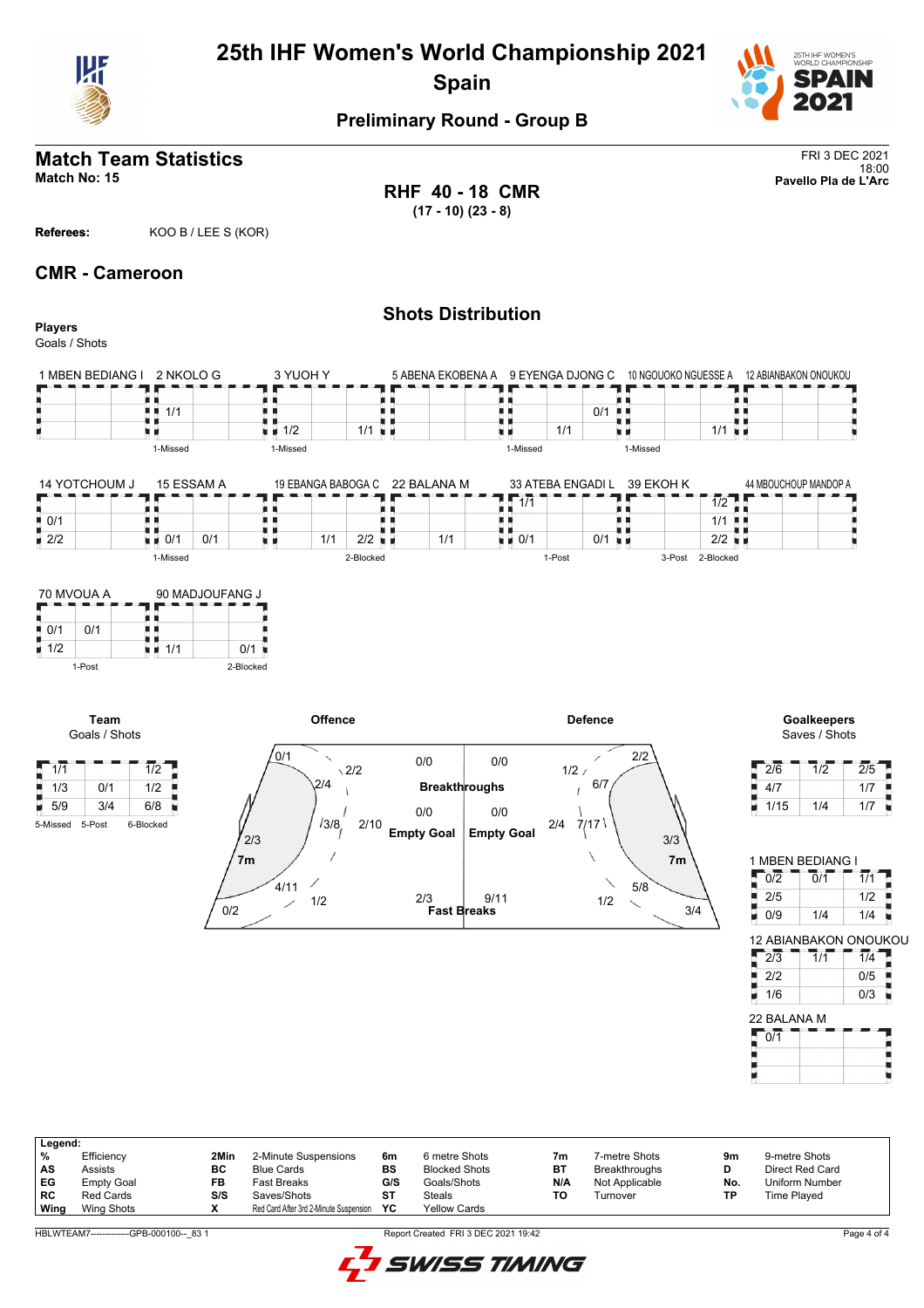# 25th IHF Women's World Championship 2021

# Spain

## Preliminary Round - Group B

## Match Team Statistics

**Match No: 15**

FRI 3 DEC 2021
18:00
**Pavello Pla de L'Arc**

**RHF 40 - 18 CMR**
**(17 - 10) (23 - 8)**

**Referees:** KOO B / LEE S (KOR)

## CMR - Cameroon

### Shots Distribution

**Players**
Goals / Shots

1 MBEN BEDIANG I

2 NKOLO G
1/1
1-Missed

3 YUOH Y
1/2 1/1
1-Missed

5 ABENA EKOBENA A

9 EYENGA DJONG C
0/1
1/1
1-Missed

10 NGOUOKO NGUESSE A
1/1
1-Missed

12 ABIANBAKON ONOUKOU

14 YOTCHOUM J
0/1
2/2

15 ESSAM A
0/1 0/1
1-Missed

19 EBANGA BABOGA C
1/1 2/2
2-Blocked

22 BALANA M
1/1

33 ATEBA ENGADI L
1/1
0/1 0/1
1-Post

39 EKOH K
1/2
1/1
2/2
3-Post 2-Blocked

44 MBOUCHOUP MANDOP A

70 MVOUA A
0/1 0/1
1/2
1-Post

90 MADJOUFANG J
1/1 0/1
2-Blocked

**Team**
Goals / Shots

| | | |
|---|---|---|
| 1/1 | | 1/2 |
| 1/3 | 0/1 | 1/2 |
| 5/9 | 3/4 | 6/8 |

5-Missed 5-Post 6-Blocked

**Offence**

0/1
2/2
2/4
/3/8
2/10
2/3
7m
4/11
1/2
0/2
0/0 0/0
Breakthroughs
0/0 0/0
Empty Goal Empty Goal
2/3 9/11
Fast Breaks

**Defence**

2/2
1/2
6/7
2/4
7/17
3/3
7m
5/8
1/2
3/4

**Goalkeepers**
Saves / Shots

| | | |
|---|---|---|
| 2/6 | 1/2 | 2/5 |
| 4/7 | | 1/7 |
| 1/15 | 1/4 | 1/7 |

1 MBEN BEDIANG I

| | | |
|---|---|---|
| 0/2 | 0/1 | 1/1 |
| 2/5 | | 1/2 |
| 0/9 | 1/4 | 1/4 |

12 ABIANBAKON ONOUKOU

| | | |
|---|---|---|
| 2/3 | 1/1 | 1/4 |
| 2/2 | | 0/5 |
| 1/6 | | 0/3 |

22 BALANA M

| | | |
|---|---|---|
| 0/1 | | |
| | | |
| | | |

| Legend: | | | | | | | | | |
|---|---|---|---|---|---|---|---|---|---|
| % | Efficiency | 2Min | 2-Minute Suspensions | 6m | 6 metre Shots | 7m | 7-metre Shots | 9m | 9-metre Shots |
| AS | Assists | BC | Blue Cards | BS | Blocked Shots | BT | Breakthroughs | D | Direct Red Card |
| EG | Empty Goal | FB | Fast Breaks | G/S | Goals/Shots | N/A | Not Applicable | No. | Uniform Number |
| RC | Red Cards | S/S | Saves/Shots | ST | Steals | TO | Turnover | TP | Time Played |
| Wing | Wing Shots | X | Red Card After 3rd 2-Minute Suspension | YC | Yellow Cards | | | | |

HBLWTEAM7--------------GPB-000100--_83 1 Report Created FRI 3 DEC 2021 19:42